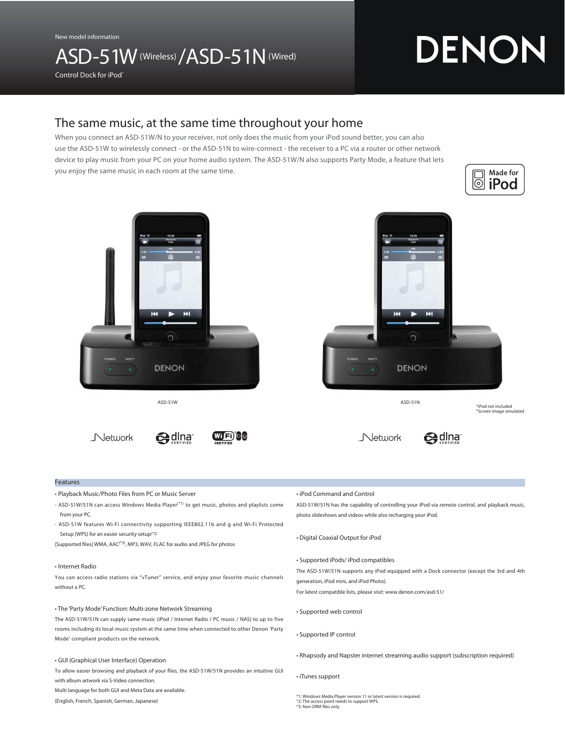New model information

# ASD-51W (Wireless) /ASD-51N (Wired)

Control Dock for iPod®

DENON

## The same music, at the same time throughout your home

When you connect an ASD-51W/N to your receiver, not only does the music from your iPod sound better, you can also use the ASD-51W to wirelessly connect - or the ASD-51N to wire-connect - the receiver to a PC via a router or other network device to play music from your PC on your home audio system. The ASD-51W/N also supports Party Mode, a feature that lets you enjoy the same music in each room at the same time.

Made for iPod

ASD-51W

ASD-51N

*iPod not included
*Screen image simulated

## Features

• Playback Music/Photo Files from PC or Music Server

- ASD-51W/51N can access Windows Media Player(*1) to get music, photos and playlists come from your PC.
- ASD-51W features Wi-Fi connectivity supporting IEEE802.11b and g and Wi-Fi Protected Setup (WPS) for an easier security setup(*2)

[Supported files] WMA, AAC(*3), MP3, WAV, FLAC for audio and JPEG for photos

• Internet Radio

You can access radio stations via "vTuner" service, and enjoy your favorite music channels without a PC.

• The 'Party Mode' Function: Multi-zone Network Streaming

The ASD-51W/51N can supply same music (iPod / Internet Radio / PC music / NAS) to up to five rooms including its local music system at the same time when connected to other Denon 'Party Mode' compliant products on the network.

• GUI (Graphical User Interface) Operation

To allow easier browsing and playback of your files, the ASD-51W/51N provides an intuitive GUI with album artwork via S-Video connection.

Multi language for both GUI and Meta Data are available.

(English, French, Spanish, German, Japanese)

• iPod Command and Control

ASD-51W/51N has the capability of controlling your iPod via remote control, and playback music, photo slideshows and videos while also recharging your iPod.

• Digital Coaxial Output for iPod

• Supported iPods/ iPod compatibles

The ASD-51W/51N supports any iPod equipped with a Dock connector (except the 3rd and 4th generation, iPod mini, and iPod Photo).

For latest compatible lists, please visit: www.denon.com/asd-51/

• Supported web control

• Supported IP control

• Rhapsody and Napster internet streaming audio support (subscription required)

• iTunes support

*1: Windows Media Player version 11 or latest version is required.
*2: The access point needs to support WPS.
*3: Non-DRM files only.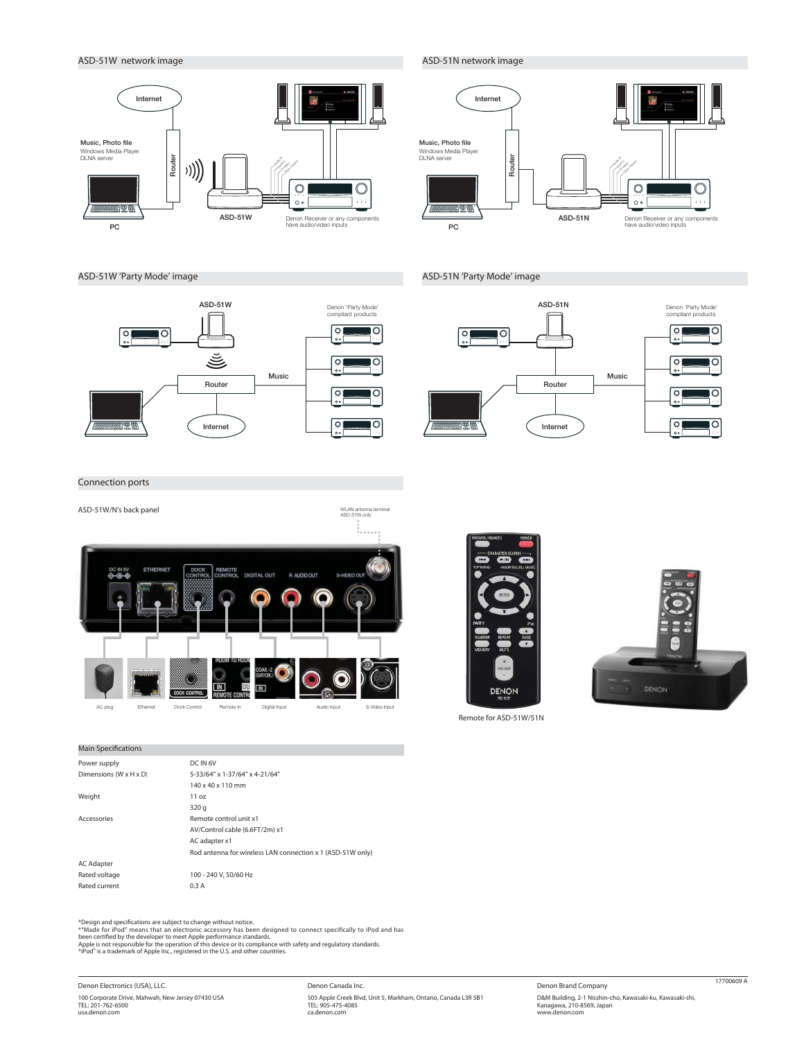## ASD-51W network image

Internet

Music, Photo file
Windows Media Player
DLNA server

Router

PC

ASD-51W

Denon Receiver or any components have audio/video inputs

## ASD-51N network image

Internet

Music, Photo file
Windows Media Player
DLNA server

Router

PC

ASD-51N

Denon Receiver or any components have audio/video inputs

## ASD-51W 'Party Mode' image

ASD-51W

Denon 'Party Mode' compliant products

Router

Music

Internet

## ASD-51N 'Party Mode' image

ASD-51N

Denon 'Party Mode' compliant products

Router

Music

Internet

## Connection ports

ASD-51W/N's back panel

WLAN antenna terminal
ASD-51W only

DC IN 6V | ETHERNET | DOCK CONTROL | REMOTE CONTROL | DIGITAL OUT | R AUDIO OUT | S-VIDEO OUT

AC plug | Ethernet | Dock Control | Remote In | Digital Input | Audio Input | S-Video Input

Remote for ASD-51W/51N

## Main Specifications

| | |
|---|---|
| Power supply | DC IN 6V |
| Dimensions (W x H x D) | 5-33/64" x 1-37/64" x 4-21/64" |
| | 140 x 40 x 110 mm |
| Weight | 11 oz |
| | 320 g |
| Accessories | Remote control unit x1 |
| | AV/Control cable (6.6FT/2m) x1 |
| | AC adapter x1 |
| | Rod antenna for wireless LAN connection x 1 (ASD-51W only) |
| AC Adapter | |
| Rated voltage | 100 - 240 V, 50/60 Hz |
| Rated current | 0.3 A |

*Design and specifications are subject to change without notice.
*"Made for iPod" means that an electronic accessory has been designed to connect specifically to iPod and has been certified by the developer to meet Apple performance standards.
Apple is not responsible for the operation of this device or its compliance with safety and regulatory standards.
*iPod" is a trademark of Apple Inc., registered in the U.S. and other countries.

Denon Electronics (USA), LLC.
100 Corporate Drive, Mahwah, New Jersey 07430 USA
TEL: 201-762-6500
usa.denon.com

Denon Canada Inc.
505 Apple Creek Blvd, Unit 5, Markham, Ontario, Canada L3R 5B1
TEL: 905-475-4085
ca.denon.com

Denon Brand Company
D&M Building, 2-1 Nisshin-cho, Kawasaki-ku, Kawasaki-shi, Kanagawa, 210-8569, Japan
www.denon.com

17700609 A